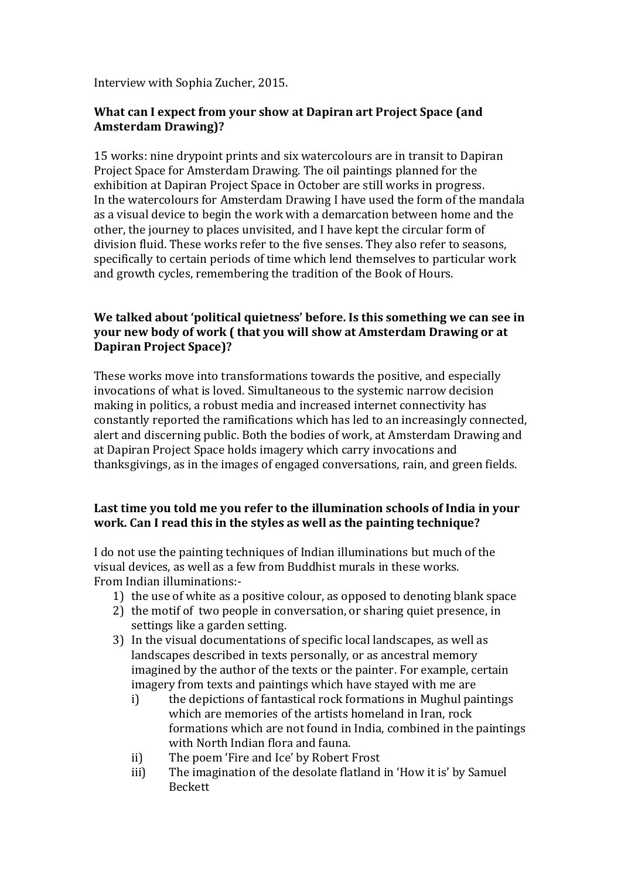Interview with Sophia Zucher, 2015.

**What can I expect from your show at Dapiran art Project Space (and Amsterdam Drawing)?**

15 works: nine drypoint prints and six watercolours are in transit to Dapiran Project Space for Amsterdam Drawing. The oil paintings planned for the exhibition at Dapiran Project Space in October are still works in progress. In the watercolours for Amsterdam Drawing I have used the form of the mandala as a visual device to begin the work with a demarcation between home and the other, the journey to places unvisited, and I have kept the circular form of division fluid. These works refer to the five senses. They also refer to seasons, specifically to certain periods of time which lend themselves to particular work and growth cycles, remembering the tradition of the Book of Hours.

**We talked about 'political quietness' before. Is this something we can see in your new body of work ( that you will show at Amsterdam Drawing or at Dapiran Project Space)?**

These works move into transformations towards the positive, and especially invocations of what is loved. Simultaneous to the systemic narrow decision making in politics, a robust media and increased internet connectivity has constantly reported the ramifications which has led to an increasingly connected, alert and discerning public. Both the bodies of work, at Amsterdam Drawing and at Dapiran Project Space holds imagery which carry invocations and thanksgivings, as in the images of engaged conversations, rain, and green fields.

**Last time you told me you refer to the illumination schools of India in your work. Can I read this in the styles as well as the painting technique?**

I do not use the painting techniques of Indian illuminations but much of the visual devices, as well as a few from Buddhist murals in these works.
From Indian illuminations:-

1) the use of white as a positive colour, as opposed to denoting blank space
2) the motif of two people in conversation, or sharing quiet presence, in settings like a garden setting.
3) In the visual documentations of specific local landscapes, as well as landscapes described in texts personally, or as ancestral memory imagined by the author of the texts or the painter. For example, certain imagery from texts and paintings which have stayed with me are
    i) the depictions of fantastical rock formations in Mughul paintings which are memories of the artists homeland in Iran, rock formations which are not found in India, combined in the paintings with North Indian flora and fauna.
    ii) The poem 'Fire and Ice' by Robert Frost
    iii) The imagination of the desolate flatland in 'How it is' by Samuel Beckett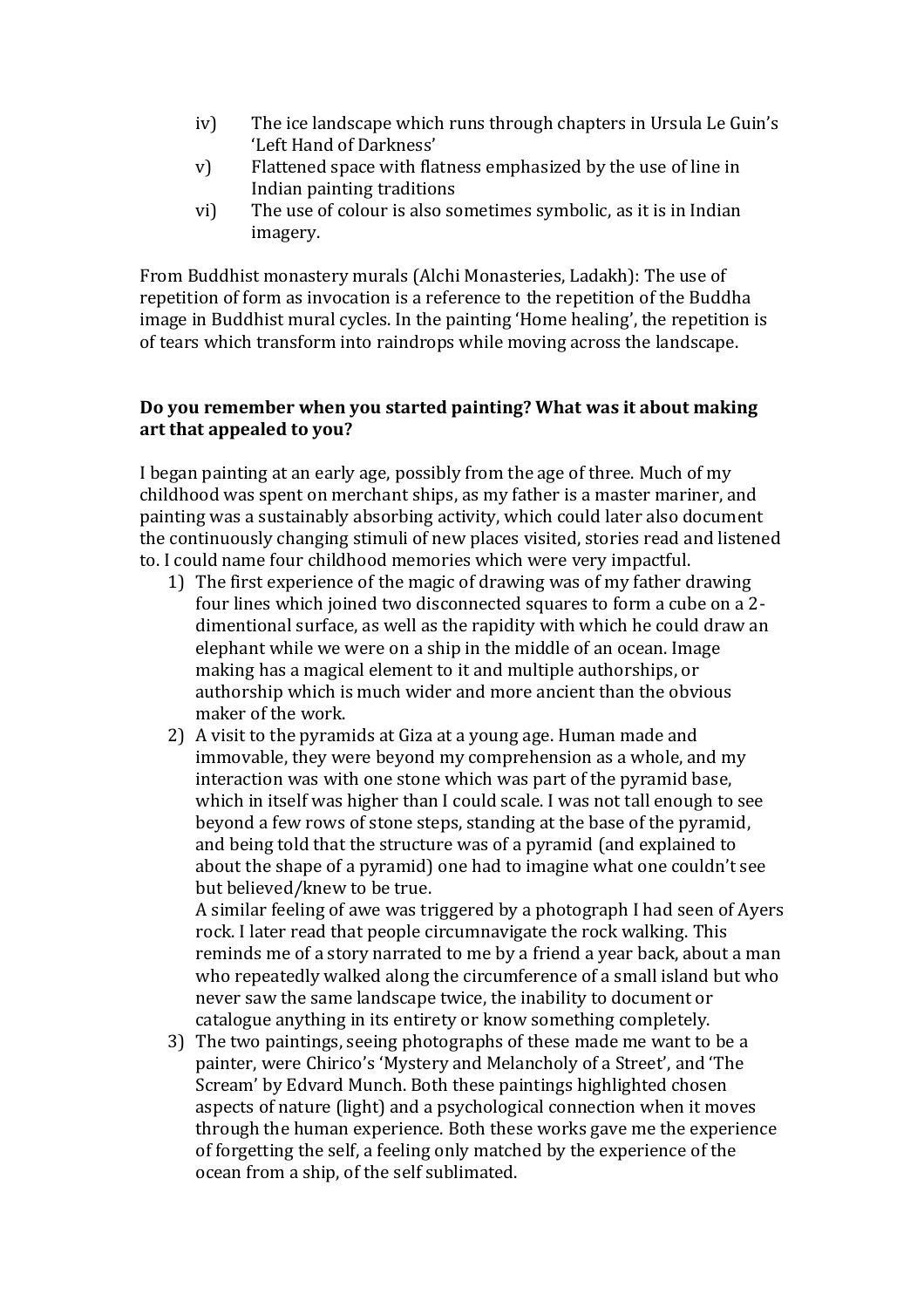iv) The ice landscape which runs through chapters in Ursula Le Guin's 'Left Hand of Darkness'

v) Flattened space with flatness emphasized by the use of line in Indian painting traditions

vi) The use of colour is also sometimes symbolic, as it is in Indian imagery.

From Buddhist monastery murals (Alchi Monasteries, Ladakh): The use of repetition of form as invocation is a reference to the repetition of the Buddha image in Buddhist mural cycles. In the painting 'Home healing', the repetition is of tears which transform into raindrops while moving across the landscape.

**Do you remember when you started painting? What was it about making art that appealed to you?**

I began painting at an early age, possibly from the age of three. Much of my childhood was spent on merchant ships, as my father is a master mariner, and painting was a sustainably absorbing activity, which could later also document the continuously changing stimuli of new places visited, stories read and listened to. I could name four childhood memories which were very impactful.

1) The first experience of the magic of drawing was of my father drawing four lines which joined two disconnected squares to form a cube on a 2-dimentional surface, as well as the rapidity with which he could draw an elephant while we were on a ship in the middle of an ocean. Image making has a magical element to it and multiple authorships, or authorship which is much wider and more ancient than the obvious maker of the work.

2) A visit to the pyramids at Giza at a young age. Human made and immovable, they were beyond my comprehension as a whole, and my interaction was with one stone which was part of the pyramid base, which in itself was higher than I could scale. I was not tall enough to see beyond a few rows of stone steps, standing at the base of the pyramid, and being told that the structure was of a pyramid (and explained to about the shape of a pyramid) one had to imagine what one couldn't see but believed/knew to be true.

   A similar feeling of awe was triggered by a photograph I had seen of Ayers rock. I later read that people circumnavigate the rock walking. This reminds me of a story narrated to me by a friend a year back, about a man who repeatedly walked along the circumference of a small island but who never saw the same landscape twice, the inability to document or catalogue anything in its entirety or know something completely.

3) The two paintings, seeing photographs of these made me want to be a painter, were Chirico's 'Mystery and Melancholy of a Street', and 'The Scream' by Edvard Munch. Both these paintings highlighted chosen aspects of nature (light) and a psychological connection when it moves through the human experience. Both these works gave me the experience of forgetting the self, a feeling only matched by the experience of the ocean from a ship, of the self sublimated.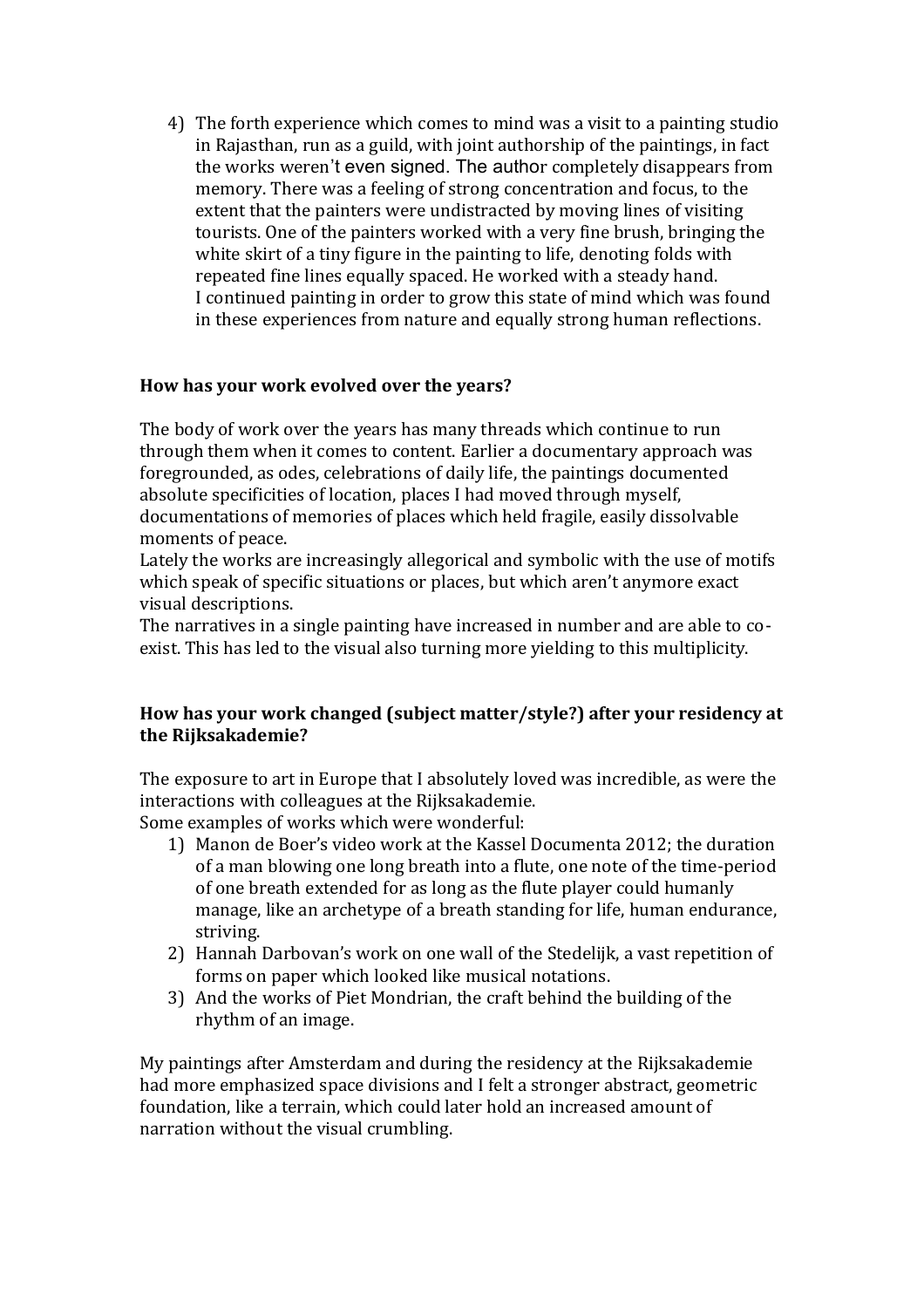4) The forth experience which comes to mind was a visit to a painting studio in Rajasthan, run as a guild, with joint authorship of the paintings, in fact the works weren't even signed. The author completely disappears from memory. There was a feeling of strong concentration and focus, to the extent that the painters were undistracted by moving lines of visiting tourists. One of the painters worked with a very fine brush, bringing the white skirt of a tiny figure in the painting to life, denoting folds with repeated fine lines equally spaced. He worked with a steady hand.
   I continued painting in order to grow this state of mind which was found in these experiences from nature and equally strong human reflections.

**How has your work evolved over the years?**

The body of work over the years has many threads which continue to run through them when it comes to content. Earlier a documentary approach was foregrounded, as odes, celebrations of daily life, the paintings documented absolute specificities of location, places I had moved through myself, documentations of memories of places which held fragile, easily dissolvable moments of peace.
Lately the works are increasingly allegorical and symbolic with the use of motifs which speak of specific situations or places, but which aren't anymore exact visual descriptions.
The narratives in a single painting have increased in number and are able to co-exist. This has led to the visual also turning more yielding to this multiplicity.

**How has your work changed (subject matter/style?) after your residency at the Rijksakademie?**

The exposure to art in Europe that I absolutely loved was incredible, as were the interactions with colleagues at the Rijksakademie.
Some examples of works which were wonderful:

1) Manon de Boer's video work at the Kassel Documenta 2012; the duration of a man blowing one long breath into a flute, one note of the time-period of one breath extended for as long as the flute player could humanly manage, like an archetype of a breath standing for life, human endurance, striving.
2) Hannah Darbovan's work on one wall of the Stedelijk, a vast repetition of forms on paper which looked like musical notations.
3) And the works of Piet Mondrian, the craft behind the building of the rhythm of an image.

My paintings after Amsterdam and during the residency at the Rijksakademie had more emphasized space divisions and I felt a stronger abstract, geometric foundation, like a terrain, which could later hold an increased amount of narration without the visual crumbling.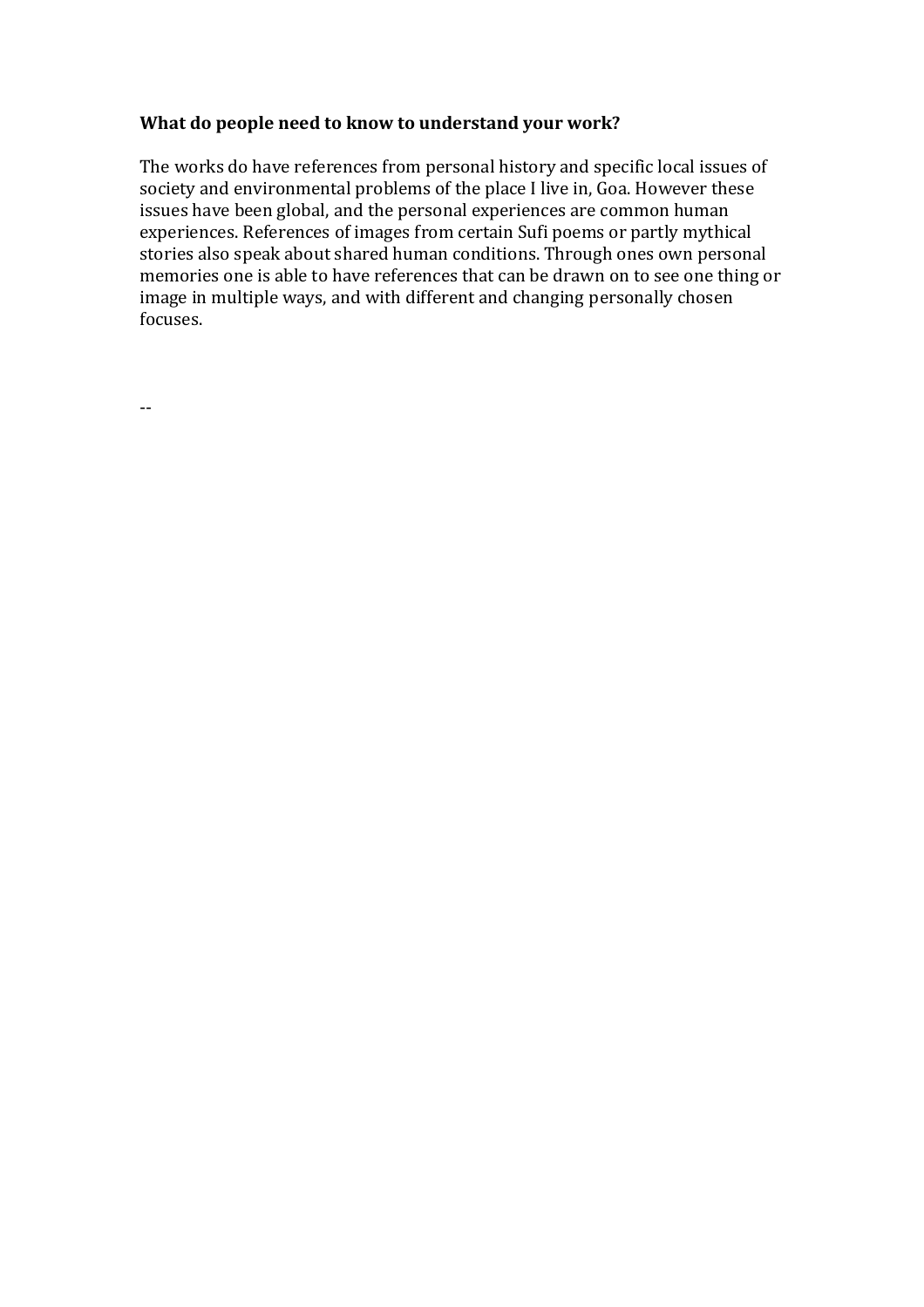**What do people need to know to understand your work?**

The works do have references from personal history and specific local issues of society and environmental problems of the place I live in, Goa. However these issues have been global, and the personal experiences are common human experiences. References of images from certain Sufi poems or partly mythical stories also speak about shared human conditions. Through ones own personal memories one is able to have references that can be drawn on to see one thing or image in multiple ways, and with different and changing personally chosen focuses.

--